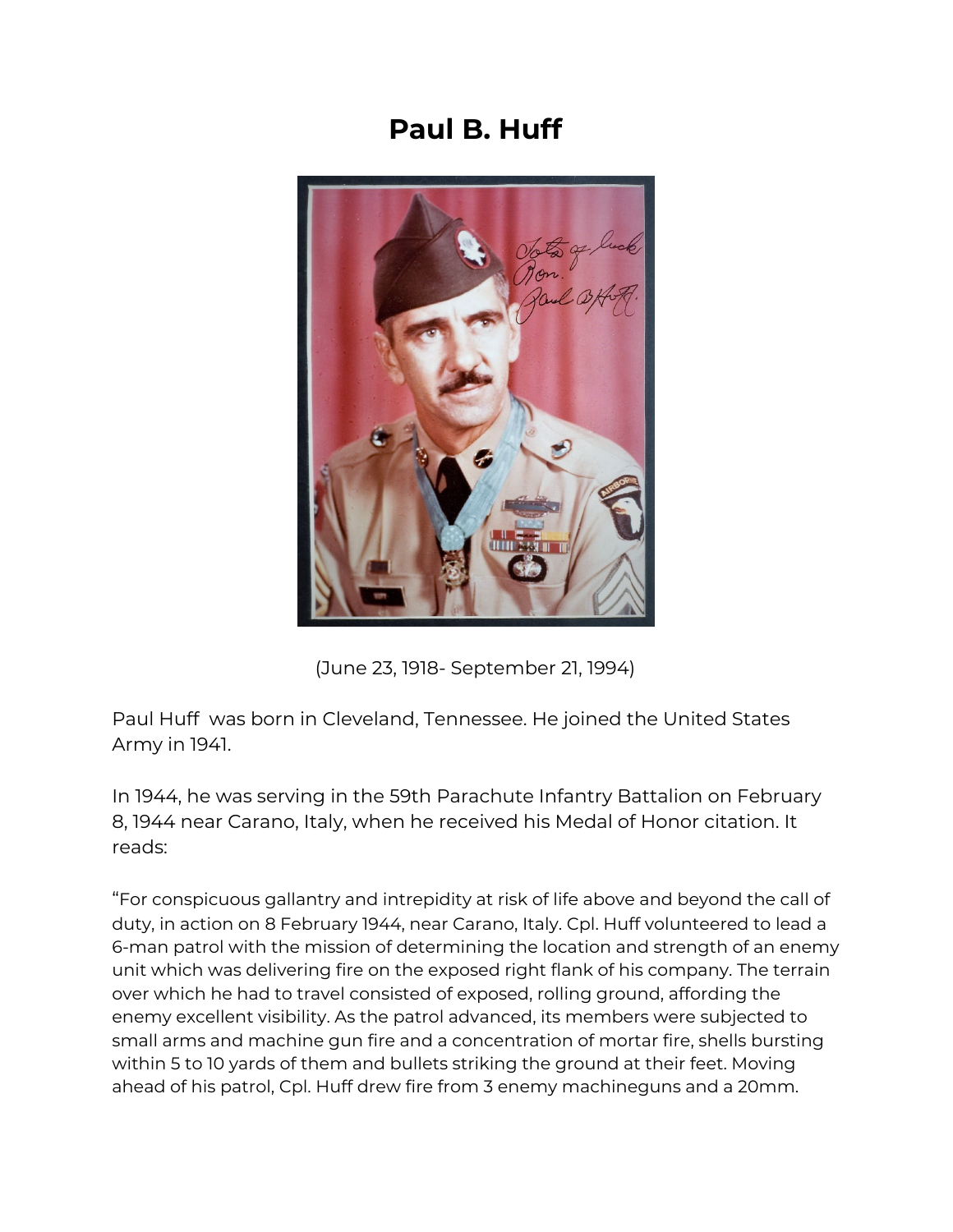# Paul B. Huff

(June 23, 1918- September 21, 1994)

Paul Huff was born in Cleveland, Tennessee. He joined the United States Army in 1941.

In 1944, he was serving in the 59th Parachute Infantry Battalion on February 8, 1944 near Carano, Italy, when he received his Medal of Honor citation. It reads:

"For conspicuous gallantry and intrepidity at risk of life above and beyond the call of duty, in action on 8 February 1944, near Carano, Italy. Cpl. Huff volunteered to lead a 6-man patrol with the mission of determining the location and strength of an enemy unit which was delivering fire on the exposed right flank of his company. The terrain over which he had to travel consisted of exposed, rolling ground, affording the enemy excellent visibility. As the patrol advanced, its members were subjected to small arms and machine gun fire and a concentration of mortar fire, shells bursting within 5 to 10 yards of them and bullets striking the ground at their feet. Moving ahead of his patrol, Cpl. Huff drew fire from 3 enemy machineguns and a 20mm.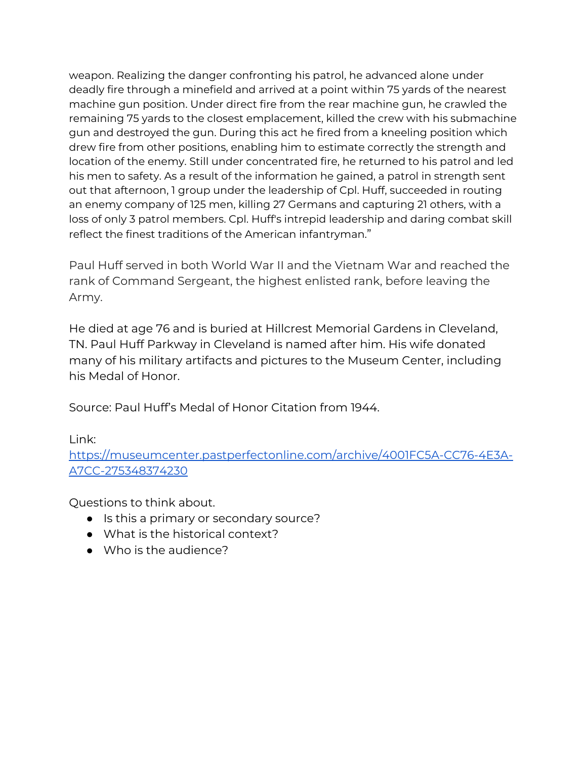weapon. Realizing the danger confronting his patrol, he advanced alone under deadly fire through a minefield and arrived at a point within 75 yards of the nearest machine gun position. Under direct fire from the rear machine gun, he crawled the remaining 75 yards to the closest emplacement, killed the crew with his submachine gun and destroyed the gun. During this act he fired from a kneeling position which drew fire from other positions, enabling him to estimate correctly the strength and location of the enemy. Still under concentrated fire, he returned to his patrol and led his men to safety. As a result of the information he gained, a patrol in strength sent out that afternoon, 1 group under the leadership of Cpl. Huff, succeeded in routing an enemy company of 125 men, killing 27 Germans and capturing 21 others, with a loss of only 3 patrol members. Cpl. Huff's intrepid leadership and daring combat skill reflect the finest traditions of the American infantryman."

Paul Huff served in both World War II and the Vietnam War and reached the rank of Command Sergeant, the highest enlisted rank, before leaving the Army.

He died at age 76 and is buried at Hillcrest Memorial Gardens in Cleveland, TN. Paul Huff Parkway in Cleveland is named after him. His wife donated many of his military artifacts and pictures to the Museum Center, including his Medal of Honor.

Source: Paul Huff's Medal of Honor Citation from 1944.

Link:
[https://museumcenter.pastperfectonline.com/archive/4001FC5A-CC76-4E3A-A7CC-275348374230](https://museumcenter.pastperfectonline.com/archive/4001FC5A-CC76-4E3A-A7CC-275348374230)

Questions to think about.

- Is this a primary or secondary source?
- What is the historical context?
- Who is the audience?